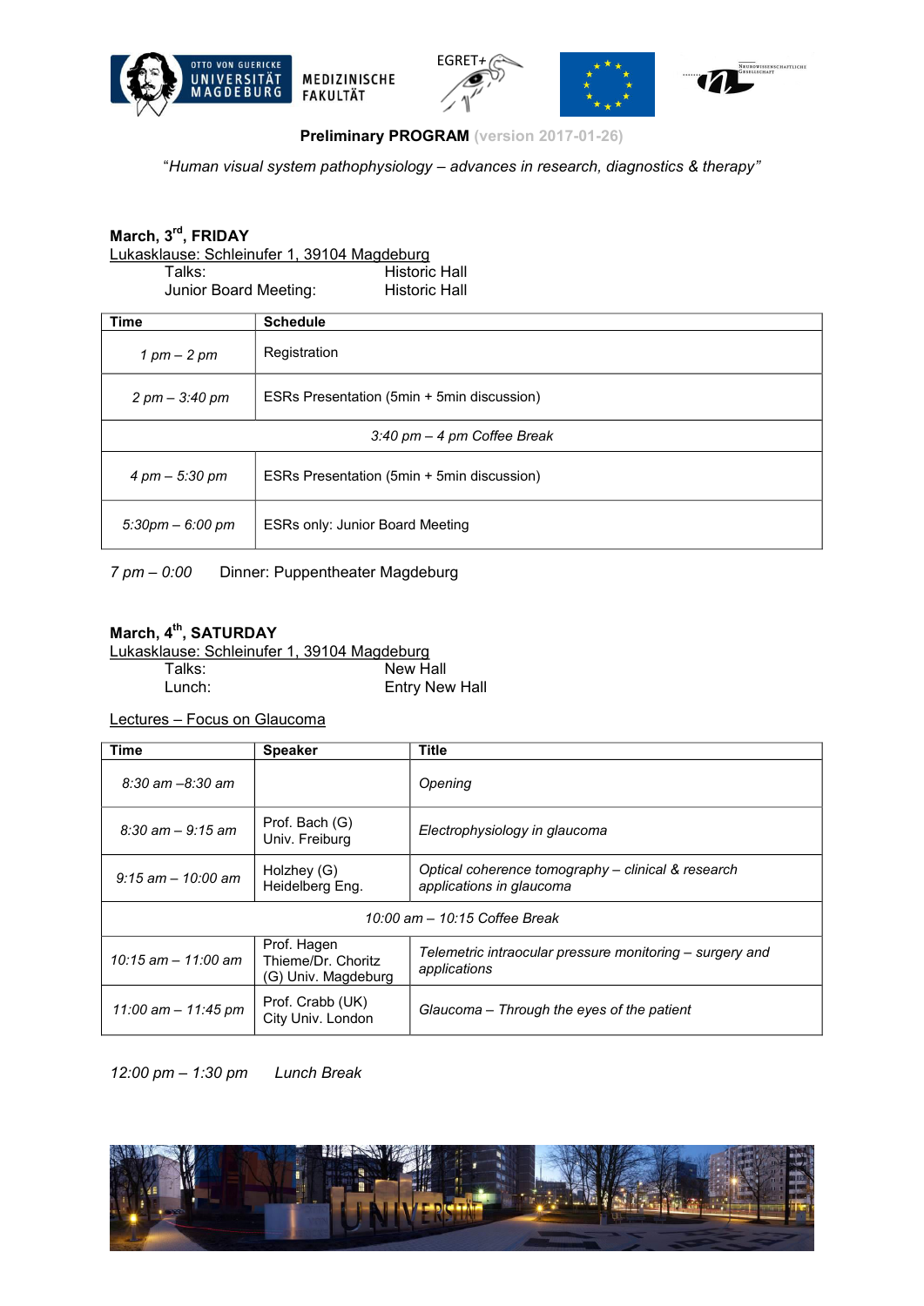**Preliminary PROGRAM** (version 2017-01-26)

*"Human visual system pathophysiology – advances in research, diagnostics & therapy"*

**March, 3rd, FRIDAY**

Lukasklause: Schleinufer 1, 39104 Magdeburg

Talks: Historic Hall

Junior Board Meeting: Historic Hall

| Time | Schedule |
|---|---|
| *1 pm – 2 pm* | Registration |
| *2 pm – 3:40 pm* | ESRs Presentation (5min + 5min discussion) |
| *3:40 pm – 4 pm Coffee Break* | |
| *4 pm – 5:30 pm* | ESRs Presentation (5min + 5min discussion) |
| *5:30pm – 6:00 pm* | ESRs only: Junior Board Meeting |

*7 pm – 0:00* Dinner: Puppentheater Magdeburg

**March, 4th, SATURDAY**

Lukasklause: Schleinufer 1, 39104 Magdeburg

Talks: New Hall

Lunch: Entry New Hall

Lectures – Focus on Glaucoma

| Time | Speaker | Title |
|---|---|---|
| *8:30 am –8:30 am* | | *Opening* |
| *8:30 am – 9:15 am* | Prof. Bach (G) Univ. Freiburg | *Electrophysiology in glaucoma* |
| *9:15 am – 10:00 am* | Holzhey (G) Heidelberg Eng. | *Optical coherence tomography – clinical & research applications in glaucoma* |
| *10:00 am – 10:15 Coffee Break* | | |
| *10:15 am – 11:00 am* | Prof. Hagen Thieme/Dr. Choritz (G) Univ. Magdeburg | *Telemetric intraocular pressure monitoring – surgery and applications* |
| *11:00 am – 11:45 pm* | Prof. Crabb (UK) City Univ. London | *Glaucoma – Through the eyes of the patient* |

*12:00 pm – 1:30 pm* *Lunch Break*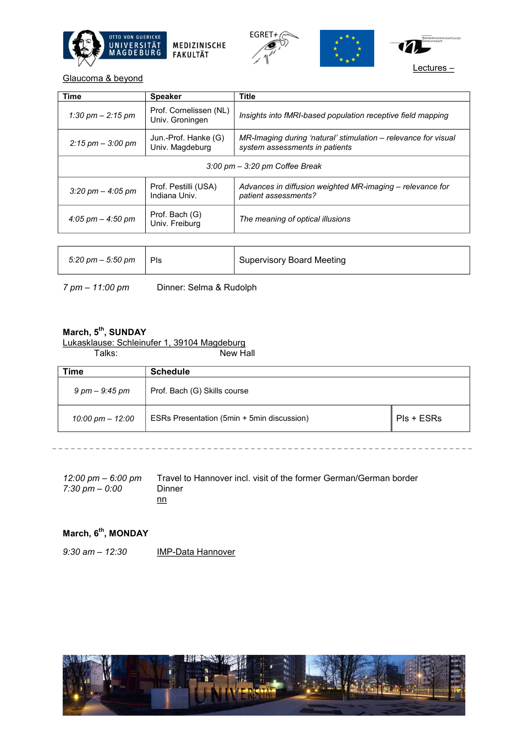Lectures –

Glaucoma & beyond

| Time | Speaker | Title |
| --- | --- | --- |
| *1:30 pm – 2:15 pm* | Prof. Cornelissen (NL) Univ. Groningen | *Insights into fMRI-based population receptive field mapping* |
| *2:15 pm – 3:00 pm* | Jun.-Prof. Hanke (G) Univ. Magdeburg | *MR-Imaging during 'natural' stimulation – relevance for visual system assessments in patients* |
| *3:00 pm – 3:20 pm Coffee Break* | | |
| *3:20 pm – 4:05 pm* | Prof. Pestilli (USA) Indiana Univ. | *Advances in diffusion weighted MR-imaging – relevance for patient assessments?* |
| *4:05 pm – 4:50 pm* | Prof. Bach (G) Univ. Freiburg | *The meaning of optical illusions* |

| | | |
| --- | --- | --- |
| *5:20 pm – 5:50 pm* | PIs | Supervisory Board Meeting |

*7 pm – 11:00 pm* Dinner: Selma & Rudolph

**March, 5th, SUNDAY**

Lukasklause: Schleinufer 1, 39104 Magdeburg

Talks: New Hall

| Time | Schedule | |
| --- | --- | --- |
| *9 pm – 9:45 pm* | Prof. Bach (G) Skills course | |
| *10:00 pm – 12:00* | ESRs Presentation (5min + 5min discussion) | PIs + ESRs |

---

*12:00 pm – 6:00 pm* Travel to Hannover incl. visit of the former German/German border

*7:30 pm – 0:00* Dinner

nn

**March, 6th, MONDAY**

*9:30 am – 12:30* IMP-Data Hannover